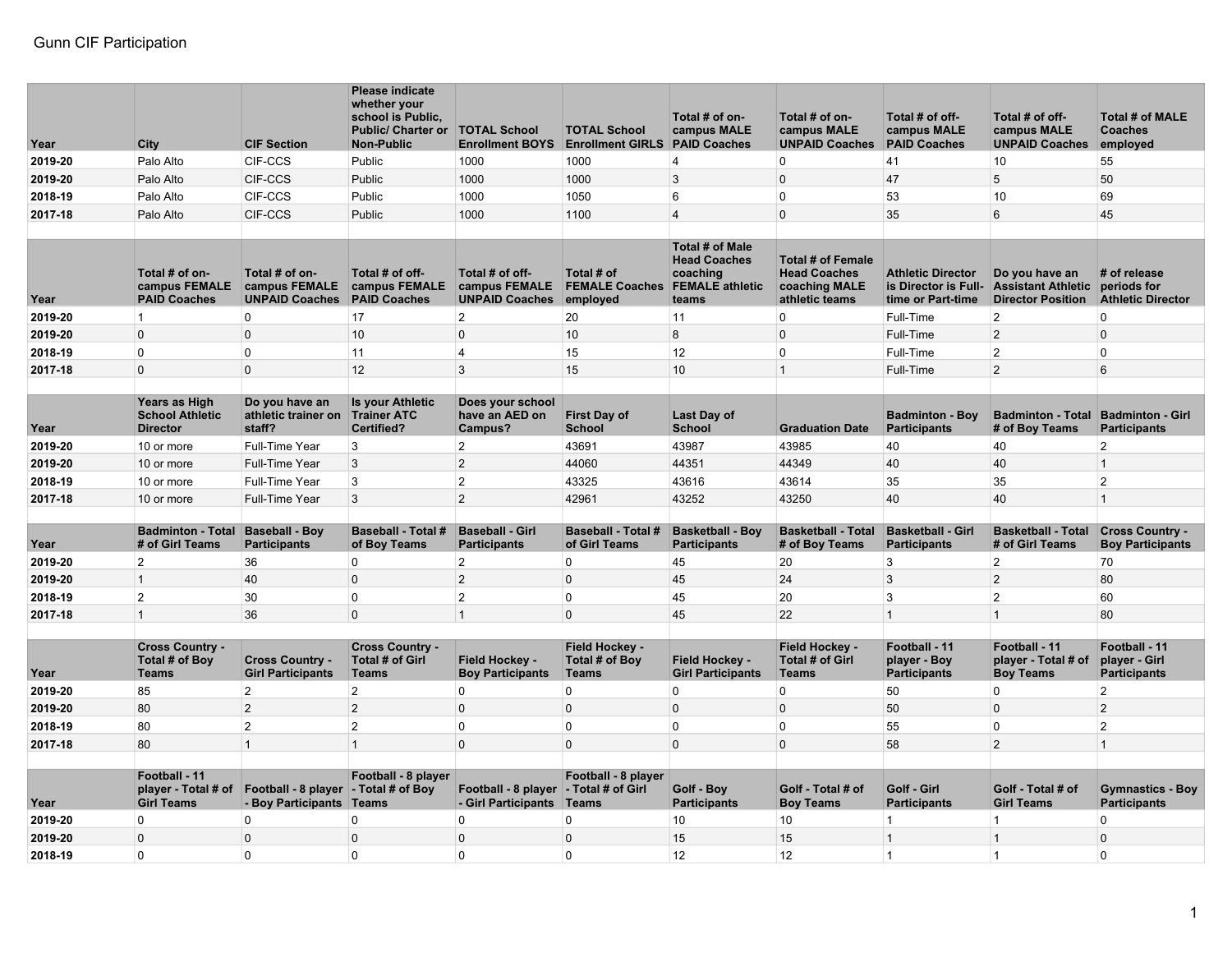# Gunn CIF Participation

| Year | City | CIF Section | Please indicate whether your school is Public, Public/ Charter or Non-Public | TOTAL School Enrollment BOYS | TOTAL School Enrollment GIRLS | Total # of on-campus MALE PAID Coaches | Total # of on-campus MALE UNPAID Coaches | Total # of off-campus MALE PAID Coaches | Total # of off-campus MALE UNPAID Coaches | Total # of MALE Coaches employed |
|---|---|---|---|---|---|---|---|---|---|---|
| 2019-20 | Palo Alto | CIF-CCS | Public | 1000 | 1000 | 4 | 0 | 41 | 10 | 55 |
| 2019-20 | Palo Alto | CIF-CCS | Public | 1000 | 1000 | 3 | 0 | 47 | 5 | 50 |
| 2018-19 | Palo Alto | CIF-CCS | Public | 1000 | 1050 | 6 | 0 | 53 | 10 | 69 |
| 2017-18 | Palo Alto | CIF-CCS | Public | 1000 | 1100 | 4 | 0 | 35 | 6 | 45 |

| Year | Total # of on-campus FEMALE PAID Coaches | Total # of on-campus FEMALE UNPAID Coaches | Total # of off-campus FEMALE PAID Coaches | Total # of off-campus FEMALE UNPAID Coaches | Total # of FEMALE Coaches employed | Total # of Male Head Coaches coaching FEMALE athletic teams | Total # of Female Head Coaches coaching MALE athletic teams | Athletic Director is Director is Full-time or Part-time | Do you have an Assistant Athletic Director Position | # of release periods for Athletic Director |
|---|---|---|---|---|---|---|---|---|---|---|
| 2019-20 | 1 | 0 | 17 | 2 | 20 | 11 | 0 | Full-Time | 2 | 0 |
| 2019-20 | 0 | 0 | 10 | 0 | 10 | 8 | 0 | Full-Time | 2 | 0 |
| 2018-19 | 0 | 0 | 11 | 4 | 15 | 12 | 0 | Full-Time | 2 | 0 |
| 2017-18 | 0 | 0 | 12 | 3 | 15 | 10 | 1 | Full-Time | 2 | 6 |

| Year | Years as High School Athletic Director | Do you have an athletic trainer on staff? | Is your Athletic Trainer ATC Certified? | Does your school have an AED on Campus? | First Day of School | Last Day of School | Graduation Date | Badminton - Boy Participants | Badminton - Total # of Boy Teams | Badminton - Girl Participants |
|---|---|---|---|---|---|---|---|---|---|---|
| 2019-20 | 10 or more | Full-Time Year | 3 | 2 | 43691 | 43987 | 43985 | 40 | 40 | 2 |
| 2019-20 | 10 or more | Full-Time Year | 3 | 2 | 44060 | 44351 | 44349 | 40 | 40 | 1 |
| 2018-19 | 10 or more | Full-Time Year | 3 | 2 | 43325 | 43616 | 43614 | 35 | 35 | 2 |
| 2017-18 | 10 or more | Full-Time Year | 3 | 2 | 42961 | 43252 | 43250 | 40 | 40 | 1 |

| Year | Badminton - Total # of Girl Teams | Baseball - Boy Participants | Baseball - Total # of Boy Teams | Baseball - Girl Participants | Baseball - Total # of Girl Teams | Basketball - Boy Participants | Basketball - Total # of Boy Teams | Basketball - Girl Participants | Basketball - Total # of Girl Teams | Cross Country - Boy Participants |
|---|---|---|---|---|---|---|---|---|---|---|
| 2019-20 | 2 | 36 | 0 | 2 | 0 | 45 | 20 | 3 | 2 | 70 |
| 2019-20 | 1 | 40 | 0 | 2 | 0 | 45 | 24 | 3 | 2 | 80 |
| 2018-19 | 2 | 30 | 0 | 2 | 0 | 45 | 20 | 3 | 2 | 60 |
| 2017-18 | 1 | 36 | 0 | 1 | 0 | 45 | 22 | 1 | 1 | 80 |

| Year | Cross Country - Total # of Boy Teams | Cross Country - Girl Participants | Cross Country - Total # of Girl Teams | Field Hockey - Boy Participants | Field Hockey - Total # of Boy Teams | Field Hockey - Girl Participants | Field Hockey - Total # of Girl Teams | Football - 11 player - Boy Participants | Football - 11 player - Total # of Boy Teams | Football - 11 player - Girl Participants |
|---|---|---|---|---|---|---|---|---|---|---|
| 2019-20 | 85 | 2 | 2 | 0 | 0 | 0 | 0 | 50 | 0 | 2 |
| 2019-20 | 80 | 2 | 2 | 0 | 0 | 0 | 0 | 50 | 0 | 2 |
| 2018-19 | 80 | 2 | 2 | 0 | 0 | 0 | 0 | 55 | 0 | 2 |
| 2017-18 | 80 | 1 | 1 | 0 | 0 | 0 | 0 | 58 | 2 | 1 |

| Year | Football - 11 player - Total # of Girl Teams | Football - 8 player - Boy Participants | Football - 8 player - Total # of Boy Teams | Football - 8 player - Girl Participants | Football - 8 player - Total # of Girl Teams | Golf - Boy Participants | Golf - Total # of Boy Teams | Golf - Girl Participants | Golf - Total # of Girl Teams | Gymnastics - Boy Participants |
|---|---|---|---|---|---|---|---|---|---|---|
| 2019-20 | 0 | 0 | 0 | 0 | 0 | 10 | 10 | 1 | 1 | 0 |
| 2019-20 | 0 | 0 | 0 | 0 | 0 | 15 | 15 | 1 | 1 | 0 |
| 2018-19 | 0 | 0 | 0 | 0 | 0 | 12 | 12 | 1 | 1 | 0 |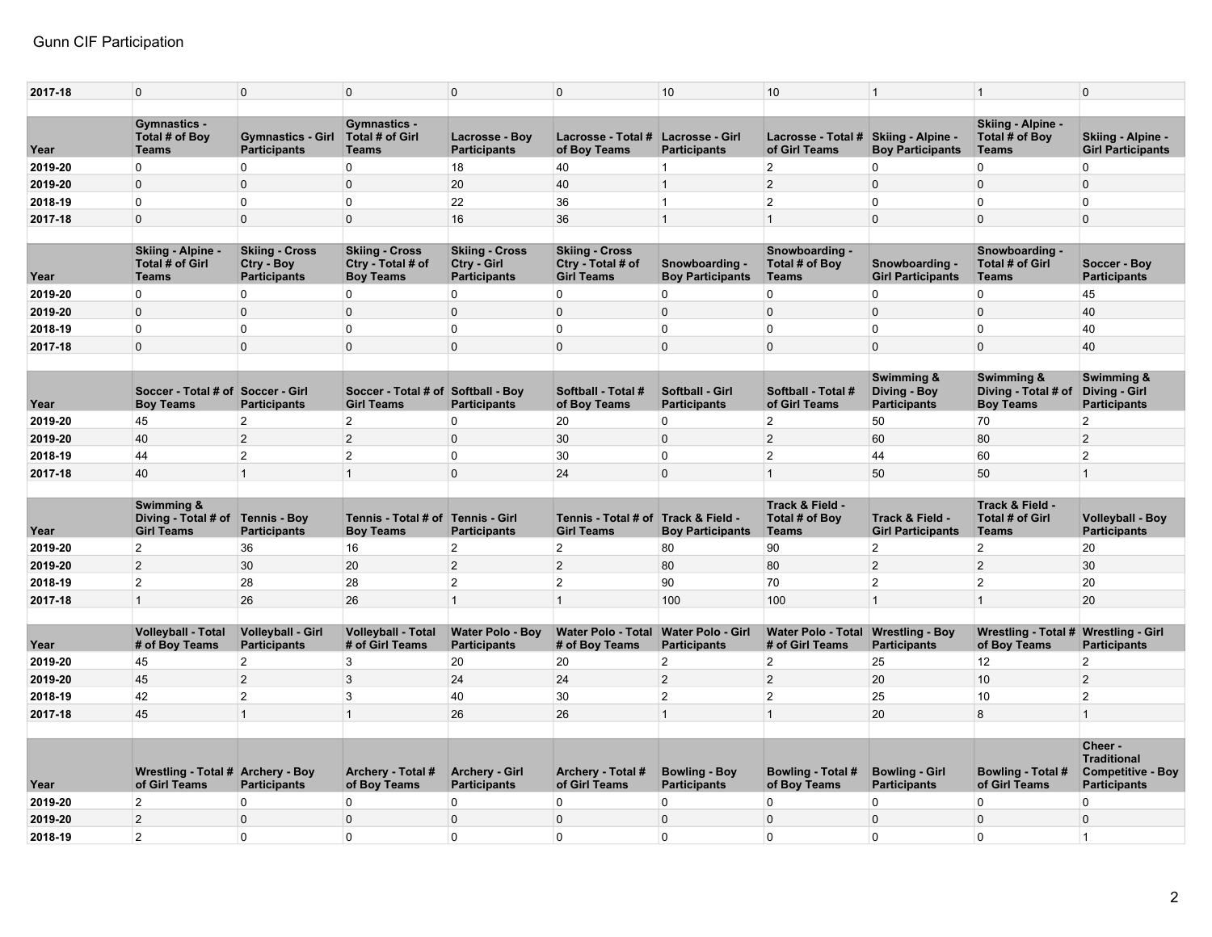| 2017-18 | 0 | 0 | 0 | 0 | 0 | 10 | 10 | 1 | 1 | 0 |
|---|---|---|---|---|---|---|---|---|---|---|

| Year | Gymnastics - Total # of Boy Teams | Gymnastics - Girl Participants | Gymnastics - Total # of Girl Teams | Lacrosse - Boy Participants | Lacrosse - Total # of Boy Teams | Lacrosse - Girl Participants | Lacrosse - Total # of Girl Teams | Skiing - Alpine - Boy Participants | Skiing - Alpine - Total # of Boy Teams | Skiing - Alpine - Girl Participants |
|---|---|---|---|---|---|---|---|---|---|---|
| 2019-20 | 0 | 0 | 0 | 18 | 40 | 1 | 2 | 0 | 0 | 0 |
| 2019-20 | 0 | 0 | 0 | 20 | 40 | 1 | 2 | 0 | 0 | 0 |
| 2018-19 | 0 | 0 | 0 | 22 | 36 | 1 | 2 | 0 | 0 | 0 |
| 2017-18 | 0 | 0 | 0 | 16 | 36 | 1 | 1 | 0 | 0 | 0 |

| Year | Skiing - Alpine - Total # of Girl Teams | Skiing - Cross Ctry - Boy Participants | Skiing - Cross Ctry - Total # of Boy Teams | Skiing - Cross Ctry - Girl Participants | Skiing - Cross Ctry - Total # of Girl Teams | Snowboarding - Boy Participants | Snowboarding - Total # of Boy Teams | Snowboarding - Girl Participants | Snowboarding - Total # of Girl Teams | Soccer - Boy Participants |
|---|---|---|---|---|---|---|---|---|---|---|
| 2019-20 | 0 | 0 | 0 | 0 | 0 | 0 | 0 | 0 | 0 | 45 |
| 2019-20 | 0 | 0 | 0 | 0 | 0 | 0 | 0 | 0 | 0 | 40 |
| 2018-19 | 0 | 0 | 0 | 0 | 0 | 0 | 0 | 0 | 0 | 40 |
| 2017-18 | 0 | 0 | 0 | 0 | 0 | 0 | 0 | 0 | 0 | 40 |

| Year | Soccer - Total # of Boy Teams | Soccer - Girl Participants | Soccer - Total # of Girl Teams | Softball - Boy Participants | Softball - Total # of Boy Teams | Softball - Girl Participants | Softball - Total # of Girl Teams | Swimming & Diving - Boy Participants | Swimming & Diving - Total # of Boy Teams | Swimming & Diving - Girl Participants |
|---|---|---|---|---|---|---|---|---|---|---|
| 2019-20 | 45 | 2 | 2 | 0 | 20 | 0 | 2 | 50 | 70 | 2 |
| 2019-20 | 40 | 2 | 2 | 0 | 30 | 0 | 2 | 60 | 80 | 2 |
| 2018-19 | 44 | 2 | 2 | 0 | 30 | 0 | 2 | 44 | 60 | 2 |
| 2017-18 | 40 | 1 | 1 | 0 | 24 | 0 | 1 | 50 | 50 | 1 |

| Year | Swimming & Diving - Total # of Girl Teams | Tennis - Boy Participants | Tennis - Total # of Boy Teams | Tennis - Girl Participants | Tennis - Total # of Girl Teams | Track & Field - Boy Participants | Track & Field - Total # of Boy Teams | Track & Field - Girl Participants | Track & Field - Total # of Girl Teams | Volleyball - Boy Participants |
|---|---|---|---|---|---|---|---|---|---|---|
| 2019-20 | 2 | 36 | 16 | 2 | 2 | 80 | 90 | 2 | 2 | 20 |
| 2019-20 | 2 | 30 | 20 | 2 | 2 | 80 | 80 | 2 | 2 | 30 |
| 2018-19 | 2 | 28 | 28 | 2 | 2 | 90 | 70 | 2 | 2 | 20 |
| 2017-18 | 1 | 26 | 26 | 1 | 1 | 100 | 100 | 1 | 1 | 20 |

| Year | Volleyball - Total # of Boy Teams | Volleyball - Girl Participants | Volleyball - Total # of Girl Teams | Water Polo - Boy Participants | Water Polo - Total # of Boy Teams | Water Polo - Girl Participants | Water Polo - Total # of Girl Teams | Wrestling - Boy Participants | Wrestling - Total # of Boy Teams | Wrestling - Girl Participants |
|---|---|---|---|---|---|---|---|---|---|---|
| 2019-20 | 45 | 2 | 3 | 20 | 20 | 2 | 2 | 25 | 12 | 2 |
| 2019-20 | 45 | 2 | 3 | 24 | 24 | 2 | 2 | 20 | 10 | 2 |
| 2018-19 | 42 | 2 | 3 | 40 | 30 | 2 | 2 | 25 | 10 | 2 |
| 2017-18 | 45 | 1 | 1 | 26 | 26 | 1 | 1 | 20 | 8 | 1 |

| Year | Wrestling - Total # of Girl Teams | Archery - Boy Participants | Archery - Total # of Boy Teams | Archery - Girl Participants | Archery - Total # of Girl Teams | Bowling - Boy Participants | Bowling - Total # of Boy Teams | Bowling - Girl Participants | Bowling - Total # of Girl Teams | Cheer - Traditional Competitive - Boy Participants |
|---|---|---|---|---|---|---|---|---|---|---|
| 2019-20 | 2 | 0 | 0 | 0 | 0 | 0 | 0 | 0 | 0 | 0 |
| 2019-20 | 2 | 0 | 0 | 0 | 0 | 0 | 0 | 0 | 0 | 0 |
| 2018-19 | 2 | 0 | 0 | 0 | 0 | 0 | 0 | 0 | 0 | 1 |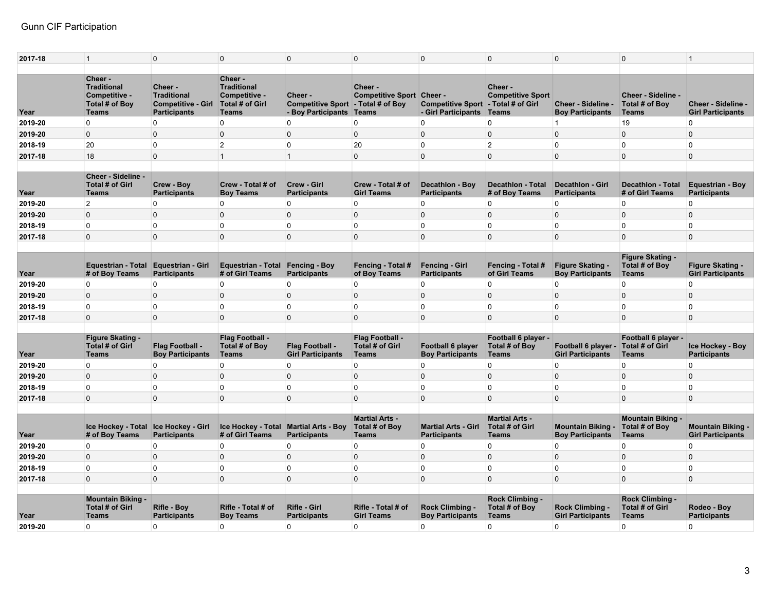# Gunn CIF Participation

| 2017-18 | 1 | 0 | 0 | 0 | 0 | 0 | 0 | 0 | 0 | 1 |
|---|---|---|---|---|---|---|---|---|---|---|

| Year | Cheer - Traditional Competitive - Total # of Boy Teams | Cheer - Traditional Competitive - Girl Participants | Cheer - Traditional Competitive - Total # of Girl Teams | Cheer - Competitive Sport - Boy Participants | Cheer - Competitive Sport - Total # of Boy Teams | Cheer - Competitive Sport - Girl Participants | Cheer - Competitive Sport - Total # of Girl Teams | Cheer - Sideline - Boy Participants | Cheer - Sideline - Total # of Boy Teams | Cheer - Sideline - Girl Participants |
|---|---|---|---|---|---|---|---|---|---|---|
| 2019-20 | 0 | 0 | 0 | 0 | 0 | 0 | 0 | 1 | 19 | 0 |
| 2019-20 | 0 | 0 | 0 | 0 | 0 | 0 | 0 | 0 | 0 | 0 |
| 2018-19 | 20 | 0 | 2 | 0 | 20 | 0 | 2 | 0 | 0 | 0 |
| 2017-18 | 18 | 0 | 1 | 1 | 0 | 0 | 0 | 0 | 0 | 0 |

| Year | Cheer - Sideline - Total # of Girl Teams | Crew - Boy Participants | Crew - Total # of Boy Teams | Crew - Girl Participants | Crew - Total # of Girl Teams | Decathlon - Boy Participants | Decathlon - Total # of Boy Teams | Decathlon - Girl Participants | Decathlon - Total # of Girl Teams | Equestrian - Boy Participants |
|---|---|---|---|---|---|---|---|---|---|---|
| 2019-20 | 2 | 0 | 0 | 0 | 0 | 0 | 0 | 0 | 0 | 0 |
| 2019-20 | 0 | 0 | 0 | 0 | 0 | 0 | 0 | 0 | 0 | 0 |
| 2018-19 | 0 | 0 | 0 | 0 | 0 | 0 | 0 | 0 | 0 | 0 |
| 2017-18 | 0 | 0 | 0 | 0 | 0 | 0 | 0 | 0 | 0 | 0 |

| Year | Equestrian - Total # of Boy Teams | Equestrian - Girl Participants | Equestrian - Total # of Girl Teams | Fencing - Boy Participants | Fencing - Total # of Boy Teams | Fencing - Girl Participants | Fencing - Total # of Girl Teams | Figure Skating - Boy Participants | Figure Skating - Total # of Boy Teams | Figure Skating - Girl Participants |
|---|---|---|---|---|---|---|---|---|---|---|
| 2019-20 | 0 | 0 | 0 | 0 | 0 | 0 | 0 | 0 | 0 | 0 |
| 2019-20 | 0 | 0 | 0 | 0 | 0 | 0 | 0 | 0 | 0 | 0 |
| 2018-19 | 0 | 0 | 0 | 0 | 0 | 0 | 0 | 0 | 0 | 0 |
| 2017-18 | 0 | 0 | 0 | 0 | 0 | 0 | 0 | 0 | 0 | 0 |

| Year | Figure Skating - Total # of Girl Teams | Flag Football - Boy Participants | Flag Football - Total # of Boy Teams | Flag Football - Girl Participants | Flag Football - Total # of Girl Teams | Football 6 player Boy Participants | Football 6 player - Total # of Boy Teams | Football 6 player - Girl Participants | Football 6 player - Total # of Girl Teams | Ice Hockey - Boy Participants |
|---|---|---|---|---|---|---|---|---|---|---|
| 2019-20 | 0 | 0 | 0 | 0 | 0 | 0 | 0 | 0 | 0 | 0 |
| 2019-20 | 0 | 0 | 0 | 0 | 0 | 0 | 0 | 0 | 0 | 0 |
| 2018-19 | 0 | 0 | 0 | 0 | 0 | 0 | 0 | 0 | 0 | 0 |
| 2017-18 | 0 | 0 | 0 | 0 | 0 | 0 | 0 | 0 | 0 | 0 |

| Year | Ice Hockey - Total # of Boy Teams | Ice Hockey - Girl Participants | Ice Hockey - Total # of Girl Teams | Martial Arts - Boy Participants | Martial Arts - Total # of Boy Teams | Martial Arts - Girl Participants | Martial Arts - Total # of Girl Teams | Mountain Biking - Boy Participants | Mountain Biking - Total # of Boy Teams | Mountain Biking - Girl Participants |
|---|---|---|---|---|---|---|---|---|---|---|
| 2019-20 | 0 | 0 | 0 | 0 | 0 | 0 | 0 | 0 | 0 | 0 |
| 2019-20 | 0 | 0 | 0 | 0 | 0 | 0 | 0 | 0 | 0 | 0 |
| 2018-19 | 0 | 0 | 0 | 0 | 0 | 0 | 0 | 0 | 0 | 0 |
| 2017-18 | 0 | 0 | 0 | 0 | 0 | 0 | 0 | 0 | 0 | 0 |

| Year | Mountain Biking - Total # of Girl Teams | Rifle - Boy Participants | Rifle - Total # of Boy Teams | Rifle - Girl Participants | Rifle - Total # of Girl Teams | Rock Climbing - Boy Participants | Rock Climbing - Total # of Boy Teams | Rock Climbing - Girl Participants | Rock Climbing - Total # of Girl Teams | Rodeo - Boy Participants |
|---|---|---|---|---|---|---|---|---|---|---|
| 2019-20 | 0 | 0 | 0 | 0 | 0 | 0 | 0 | 0 | 0 | 0 |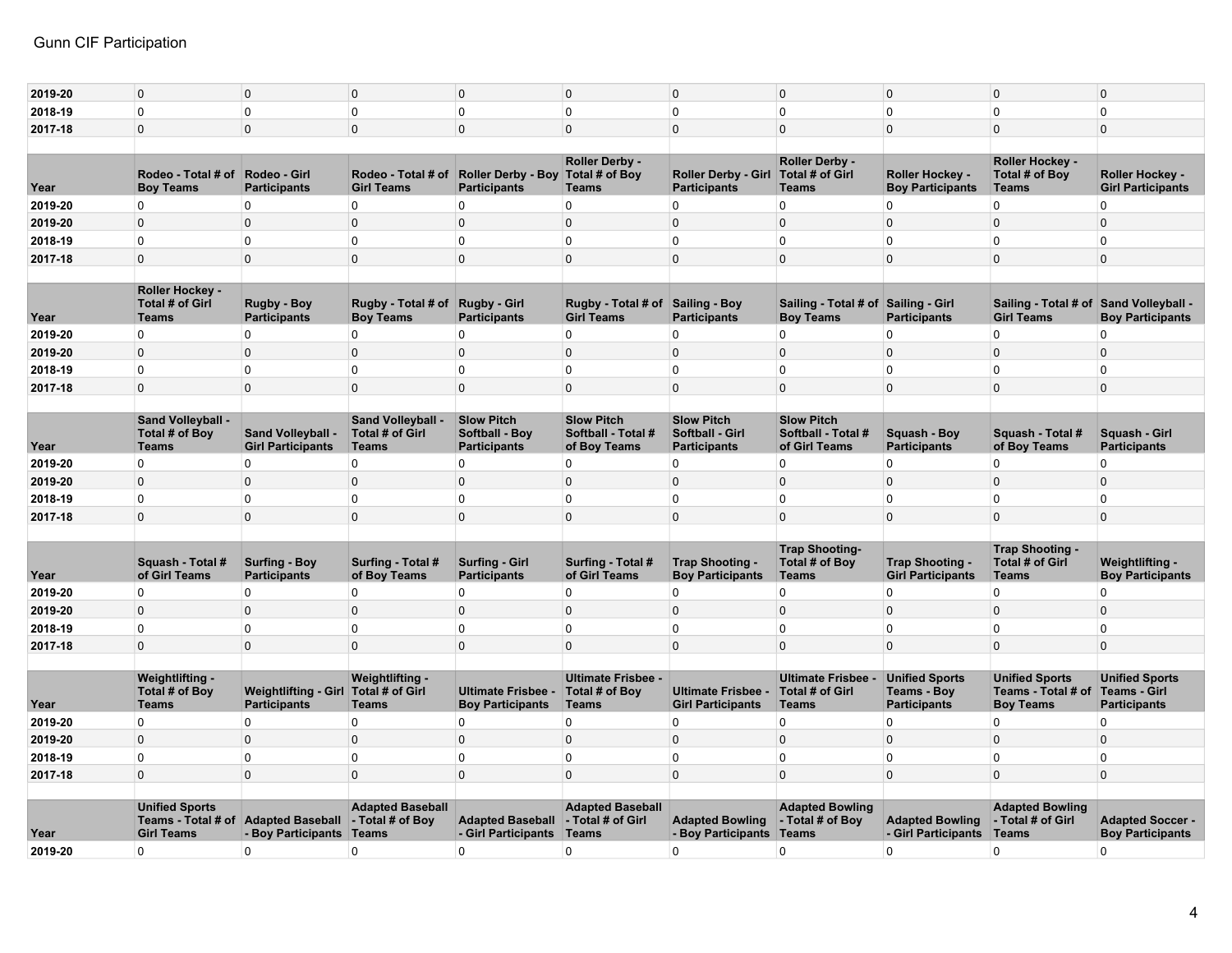| | | | | | | | | | | |
|---|---|---|---|---|---|---|---|---|---|---|
| 2019-20 | 0 | 0 | 0 | 0 | 0 | 0 | 0 | 0 | 0 | 0 |
| 2018-19 | 0 | 0 | 0 | 0 | 0 | 0 | 0 | 0 | 0 | 0 |
| 2017-18 | 0 | 0 | 0 | 0 | 0 | 0 | 0 | 0 | 0 | 0 |

| Year | Rodeo - Total # of Boy Teams | Rodeo - Girl Participants | Rodeo - Total # of Girl Teams | Roller Derby - Boy Participants | Roller Derby - Total # of Boy Teams | Roller Derby - Girl Participants | Roller Derby - Total # of Girl Teams | Roller Hockey - Boy Participants | Roller Hockey - Total # of Boy Teams | Roller Hockey - Girl Participants |
|---|---|---|---|---|---|---|---|---|---|---|
| 2019-20 | 0 | 0 | 0 | 0 | 0 | 0 | 0 | 0 | 0 | 0 |
| 2019-20 | 0 | 0 | 0 | 0 | 0 | 0 | 0 | 0 | 0 | 0 |
| 2018-19 | 0 | 0 | 0 | 0 | 0 | 0 | 0 | 0 | 0 | 0 |
| 2017-18 | 0 | 0 | 0 | 0 | 0 | 0 | 0 | 0 | 0 | 0 |

| Year | Roller Hockey - Total # of Girl Teams | Rugby - Boy Participants | Rugby - Total # of Boy Teams | Rugby - Girl Participants | Rugby - Total # of Girl Teams | Sailing - Boy Participants | Sailing - Total # of Boy Teams | Sailing - Girl Participants | Sailing - Total # of Girl Teams | Sand Volleyball - Boy Participants |
|---|---|---|---|---|---|---|---|---|---|---|
| 2019-20 | 0 | 0 | 0 | 0 | 0 | 0 | 0 | 0 | 0 | 0 |
| 2019-20 | 0 | 0 | 0 | 0 | 0 | 0 | 0 | 0 | 0 | 0 |
| 2018-19 | 0 | 0 | 0 | 0 | 0 | 0 | 0 | 0 | 0 | 0 |
| 2017-18 | 0 | 0 | 0 | 0 | 0 | 0 | 0 | 0 | 0 | 0 |

| Year | Sand Volleyball - Total # of Boy Teams | Sand Volleyball - Girl Participants | Sand Volleyball - Total # of Girl Teams | Slow Pitch Softball - Boy Participants | Slow Pitch Softball - Total # of Boy Teams | Slow Pitch Softball - Girl Participants | Slow Pitch Softball - Total # of Girl Teams | Squash - Boy Participants | Squash - Total # of Boy Teams | Squash - Girl Participants |
|---|---|---|---|---|---|---|---|---|---|---|
| 2019-20 | 0 | 0 | 0 | 0 | 0 | 0 | 0 | 0 | 0 | 0 |
| 2019-20 | 0 | 0 | 0 | 0 | 0 | 0 | 0 | 0 | 0 | 0 |
| 2018-19 | 0 | 0 | 0 | 0 | 0 | 0 | 0 | 0 | 0 | 0 |
| 2017-18 | 0 | 0 | 0 | 0 | 0 | 0 | 0 | 0 | 0 | 0 |

| Year | Squash - Total # of Girl Teams | Surfing - Boy Participants | Surfing - Total # of Boy Teams | Surfing - Girl Participants | Surfing - Total # of Girl Teams | Trap Shooting - Boy Participants | Trap Shooting- Total # of Boy Teams | Trap Shooting - Girl Participants | Trap Shooting - Total # of Girl Teams | Weightlifting - Boy Participants |
|---|---|---|---|---|---|---|---|---|---|---|
| 2019-20 | 0 | 0 | 0 | 0 | 0 | 0 | 0 | 0 | 0 | 0 |
| 2019-20 | 0 | 0 | 0 | 0 | 0 | 0 | 0 | 0 | 0 | 0 |
| 2018-19 | 0 | 0 | 0 | 0 | 0 | 0 | 0 | 0 | 0 | 0 |
| 2017-18 | 0 | 0 | 0 | 0 | 0 | 0 | 0 | 0 | 0 | 0 |

| Year | Weightlifting - Total # of Boy Teams | Weightlifting - Girl Participants | Weightlifting - Total # of Girl Teams | Ultimate Frisbee - Boy Participants | Ultimate Frisbee - Total # of Boy Teams | Ultimate Frisbee - Girl Participants | Ultimate Frisbee - Total # of Girl Teams | Unified Sports Teams - Boy Participants | Unified Sports Teams - Total # of Boy Teams | Unified Sports Teams - Girl Participants |
|---|---|---|---|---|---|---|---|---|---|---|
| 2019-20 | 0 | 0 | 0 | 0 | 0 | 0 | 0 | 0 | 0 | 0 |
| 2019-20 | 0 | 0 | 0 | 0 | 0 | 0 | 0 | 0 | 0 | 0 |
| 2018-19 | 0 | 0 | 0 | 0 | 0 | 0 | 0 | 0 | 0 | 0 |
| 2017-18 | 0 | 0 | 0 | 0 | 0 | 0 | 0 | 0 | 0 | 0 |

| Year | Unified Sports Teams - Total # of Girl Teams | Adapted Baseball - Boy Participants | Adapted Baseball - Total # of Boy Teams | Adapted Baseball - Girl Participants | Adapted Baseball - Total # of Girl Teams | Adapted Bowling - Boy Participants | Adapted Bowling - Total # of Boy Teams | Adapted Bowling - Girl Participants | Adapted Bowling - Total # of Girl Teams | Adapted Soccer - Boy Participants |
|---|---|---|---|---|---|---|---|---|---|---|
| 2019-20 | 0 | 0 | 0 | 0 | 0 | 0 | 0 | 0 | 0 | 0 |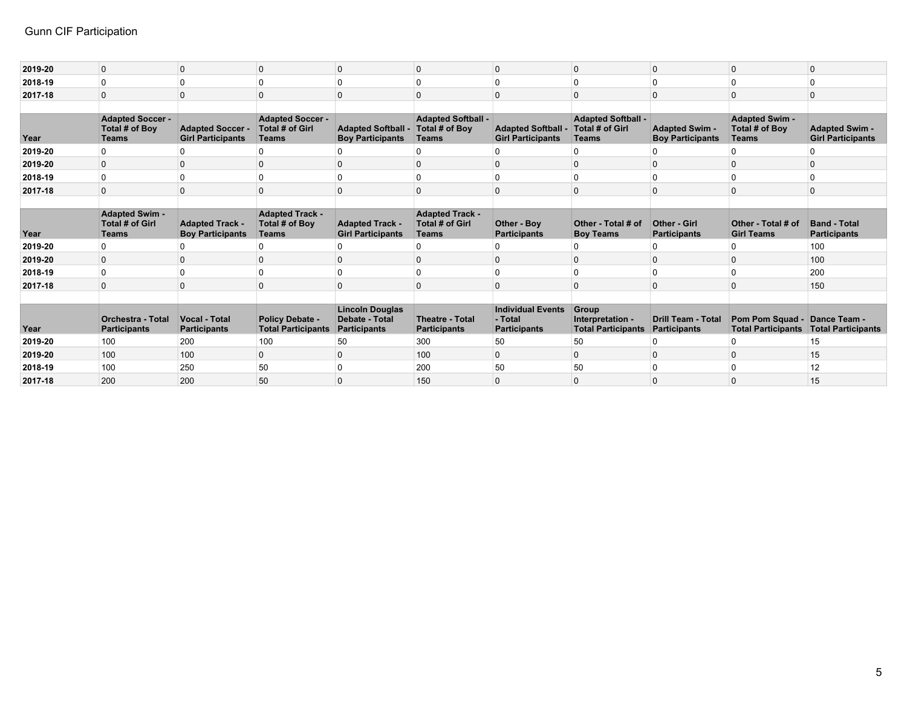# Gunn CIF Participation

| | | | | | | | | | | |
|---|---|---|---|---|---|---|---|---|---|---|
| **2019-20** | 0 | 0 | 0 | 0 | 0 | 0 | 0 | 0 | 0 | 0 |
| **2018-19** | 0 | 0 | 0 | 0 | 0 | 0 | 0 | 0 | 0 | 0 |
| **2017-18** | 0 | 0 | 0 | 0 | 0 | 0 | 0 | 0 | 0 | 0 |

| Year | Adapted Soccer - Total # of Boy Teams | Adapted Soccer - Girl Participants | Adapted Soccer - Total # of Girl Teams | Adapted Softball - Boy Participants | Adapted Softball - Total # of Boy Teams | Adapted Softball - Girl Participants | Adapted Softball - Total # of Girl Teams | Adapted Swim - Boy Participants | Adapted Swim - Total # of Boy Teams | Adapted Swim - Girl Participants |
|---|---|---|---|---|---|---|---|---|---|---|
| **2019-20** | 0 | 0 | 0 | 0 | 0 | 0 | 0 | 0 | 0 | 0 |
| **2019-20** | 0 | 0 | 0 | 0 | 0 | 0 | 0 | 0 | 0 | 0 |
| **2018-19** | 0 | 0 | 0 | 0 | 0 | 0 | 0 | 0 | 0 | 0 |
| **2017-18** | 0 | 0 | 0 | 0 | 0 | 0 | 0 | 0 | 0 | 0 |

| Year | Adapted Swim - Total # of Girl Teams | Adapted Track - Boy Participants | Adapted Track - Total # of Boy Teams | Adapted Track - Girl Participants | Adapted Track - Total # of Girl Teams | Other - Boy Participants | Other - Total # of Boy Teams | Other - Girl Participants | Other - Total # of Girl Teams | Band - Total Participants |
|---|---|---|---|---|---|---|---|---|---|---|
| **2019-20** | 0 | 0 | 0 | 0 | 0 | 0 | 0 | 0 | 0 | 100 |
| **2019-20** | 0 | 0 | 0 | 0 | 0 | 0 | 0 | 0 | 0 | 100 |
| **2018-19** | 0 | 0 | 0 | 0 | 0 | 0 | 0 | 0 | 0 | 200 |
| **2017-18** | 0 | 0 | 0 | 0 | 0 | 0 | 0 | 0 | 0 | 150 |

| Year | Orchestra - Total Participants | Vocal - Total Participants | Policy Debate - Total Participants | Lincoln Douglas Debate - Total Participants | Theatre - Total Participants | Individual Events - Total Participants | Group Interpretation - Total Participants | Drill Team - Total Participants | Pom Pom Squad - Total Participants | Dance Team - Total Participants |
|---|---|---|---|---|---|---|---|---|---|---|
| **2019-20** | 100 | 200 | 100 | 50 | 300 | 50 | 50 | 0 | 0 | 15 |
| **2019-20** | 100 | 100 | 0 | 0 | 100 | 0 | 0 | 0 | 0 | 15 |
| **2018-19** | 100 | 250 | 50 | 0 | 200 | 50 | 50 | 0 | 0 | 12 |
| **2017-18** | 200 | 200 | 50 | 0 | 150 | 0 | 0 | 0 | 0 | 15 |